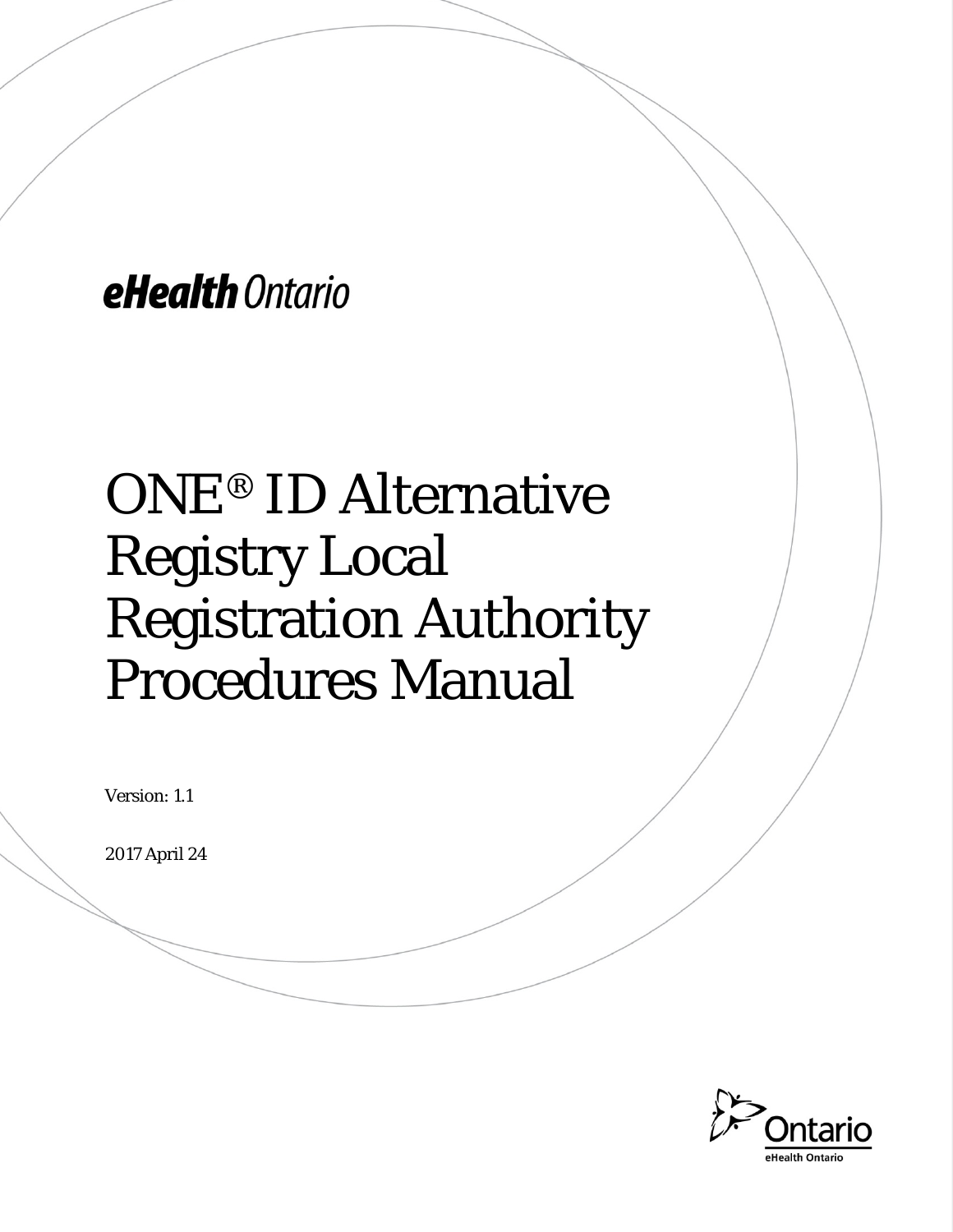eHealth Ontario

# ONE® ID Alternative Registry Local Registration Authority Procedures Manual

Version: 1.1

2017 April 24

Ontario
eHealth Ontario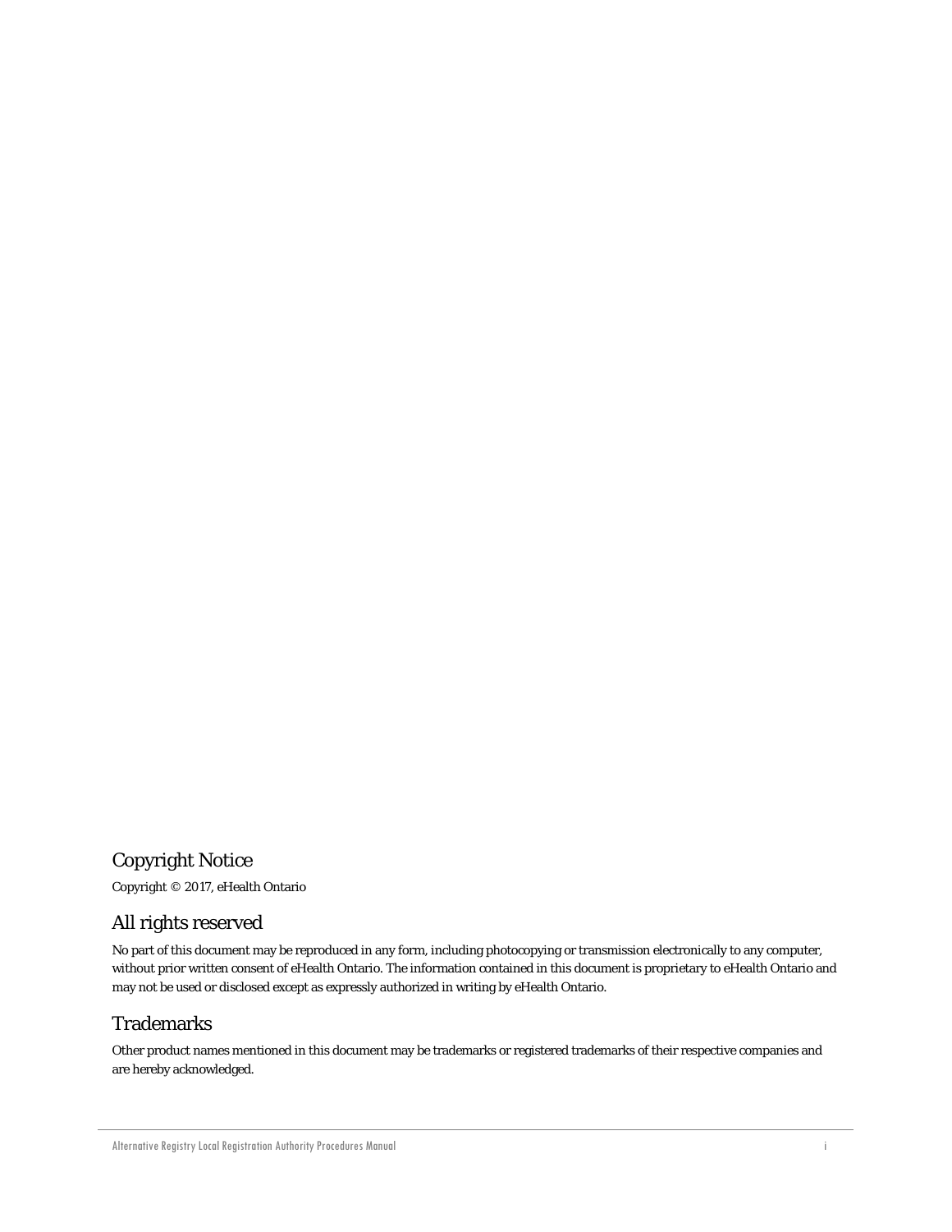## Copyright Notice

Copyright © 2017, eHealth Ontario

## All rights reserved

No part of this document may be reproduced in any form, including photocopying or transmission electronically to any computer, without prior written consent of eHealth Ontario. The information contained in this document is proprietary to eHealth Ontario and may not be used or disclosed except as expressly authorized in writing by eHealth Ontario.

## Trademarks

Other product names mentioned in this document may be trademarks or registered trademarks of their respective companies and are hereby acknowledged.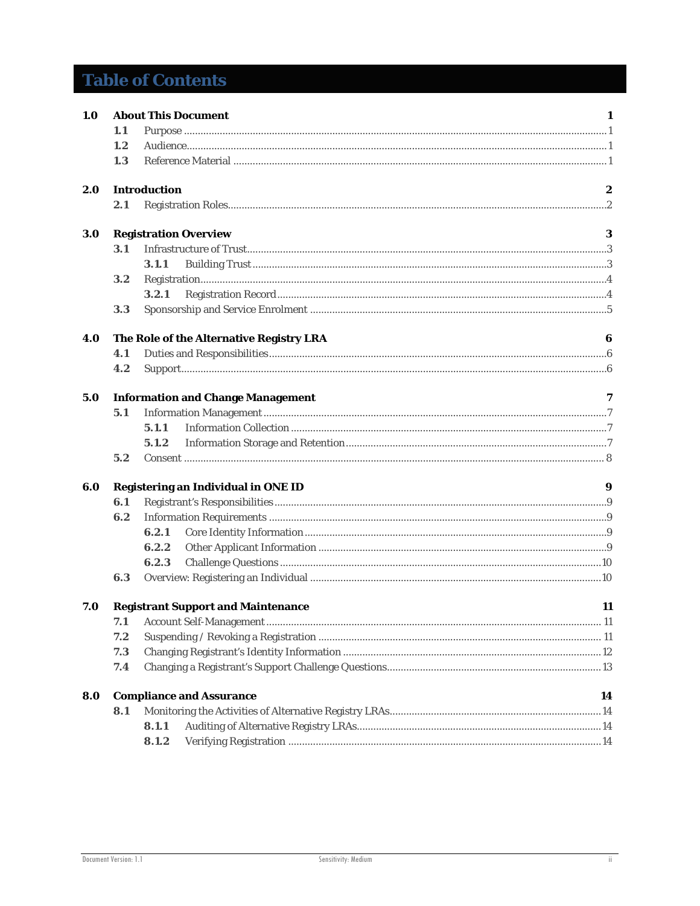# Table of Contents

**1.0 About This Document** — 1

- **1.1** Purpose — 1
- **1.2** Audience — 1
- **1.3** Reference Material — 1

**2.0 Introduction** — 2

- **2.1** Registration Roles — 2

**3.0 Registration Overview** — 3

- **3.1** Infrastructure of Trust — 3
  - **3.1.1** Building Trust — 3
- **3.2** Registration — 4
  - **3.2.1** Registration Record — 4
- **3.3** Sponsorship and Service Enrolment — 5

**4.0 The Role of the Alternative Registry LRA** — 6

- **4.1** Duties and Responsibilities — 6
- **4.2** Support — 6

**5.0 Information and Change Management** — 7

- **5.1** Information Management — 7
  - **5.1.1** Information Collection — 7
  - **5.1.2** Information Storage and Retention — 7
- **5.2** Consent — 8

**6.0 Registering an Individual in ONE ID** — 9

- **6.1** Registrant's Responsibilities — 9
- **6.2** Information Requirements — 9
  - **6.2.1** Core Identity Information — 9
  - **6.2.2** Other Applicant Information — 9
  - **6.2.3** Challenge Questions — 10
- **6.3** Overview: Registering an Individual — 10

**7.0 Registrant Support and Maintenance** — 11

- **7.1** Account Self-Management — 11
- **7.2** Suspending / Revoking a Registration — 11
- **7.3** Changing Registrant's Identity Information — 12
- **7.4** Changing a Registrant's Support Challenge Questions — 13

**8.0 Compliance and Assurance** — 14

- **8.1** Monitoring the Activities of Alternative Registry LRAs — 14
  - **8.1.1** Auditing of Alternative Registry LRAs — 14
  - **8.1.2** Verifying Registration — 14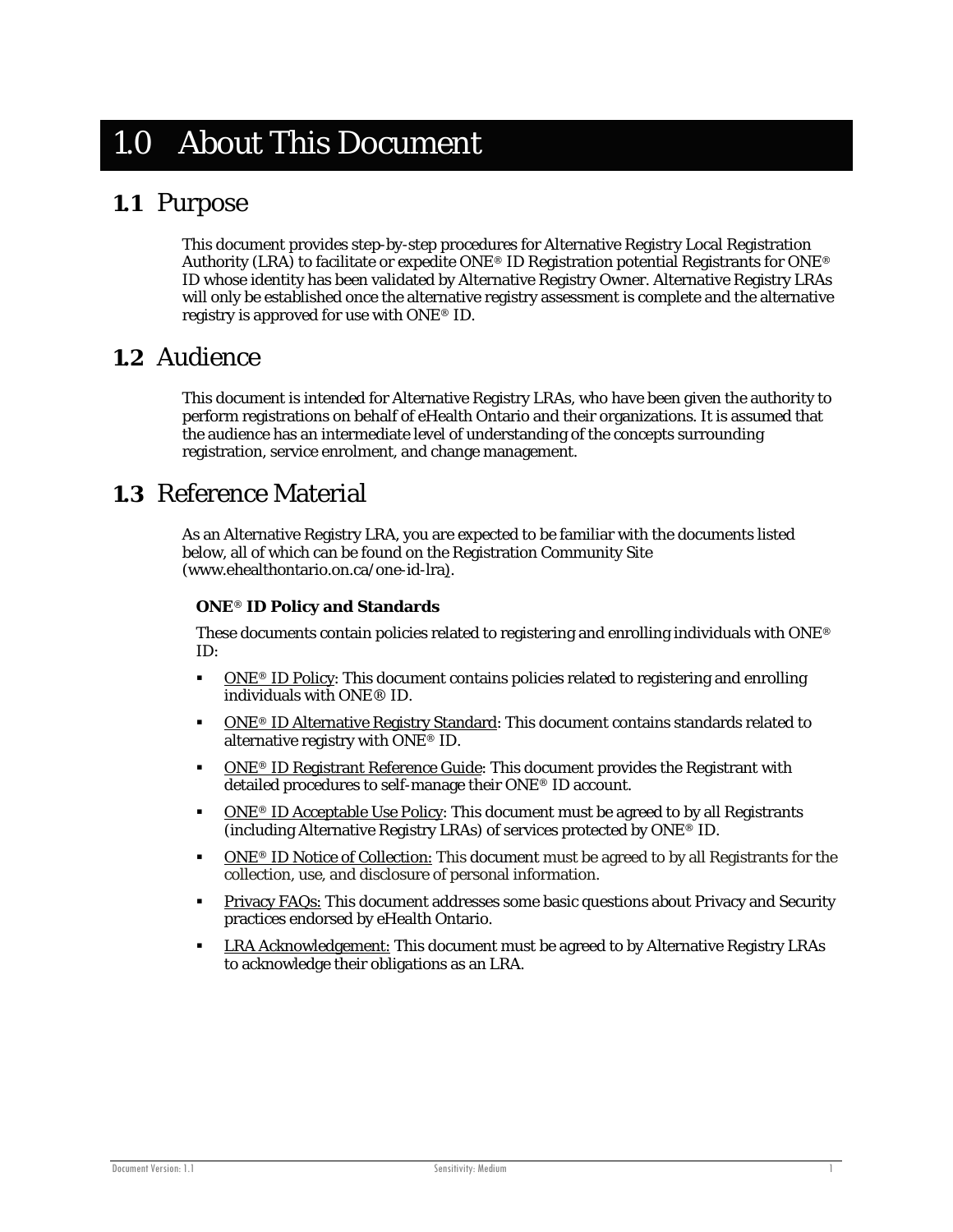# 1.0 About This Document

## 1.1 Purpose

This document provides step-by-step procedures for Alternative Registry Local Registration Authority (LRA) to facilitate or expedite ONE® ID Registration potential Registrants for ONE® ID whose identity has been validated by Alternative Registry Owner. Alternative Registry LRAs will only be established once the alternative registry assessment is complete and the alternative registry is approved for use with ONE® ID.

## 1.2 Audience

This document is intended for Alternative Registry LRAs, who have been given the authority to perform registrations on behalf of eHealth Ontario and their organizations. It is assumed that the audience has an intermediate level of understanding of the concepts surrounding registration, service enrolment, and change management.

## 1.3 Reference Material

As an Alternative Registry LRA, you are expected to be familiar with the documents listed below, all of which can be found on the Registration Community Site (www.ehealthontario.on.ca/one-id-lra).

**ONE® ID Policy and Standards**

These documents contain policies related to registering and enrolling individuals with ONE® ID:

- ONE® ID Policy: This document contains policies related to registering and enrolling individuals with ONE® ID.
- ONE® ID Alternative Registry Standard: This document contains standards related to alternative registry with ONE® ID.
- ONE® ID Registrant Reference Guide: This document provides the Registrant with detailed procedures to self-manage their ONE® ID account.
- ONE® ID Acceptable Use Policy: This document must be agreed to by all Registrants (including Alternative Registry LRAs) of services protected by ONE® ID.
- ONE® ID Notice of Collection: This document must be agreed to by all Registrants for the collection, use, and disclosure of personal information.
- Privacy FAQs: This document addresses some basic questions about Privacy and Security practices endorsed by eHealth Ontario.
- LRA Acknowledgement: This document must be agreed to by Alternative Registry LRAs to acknowledge their obligations as an LRA.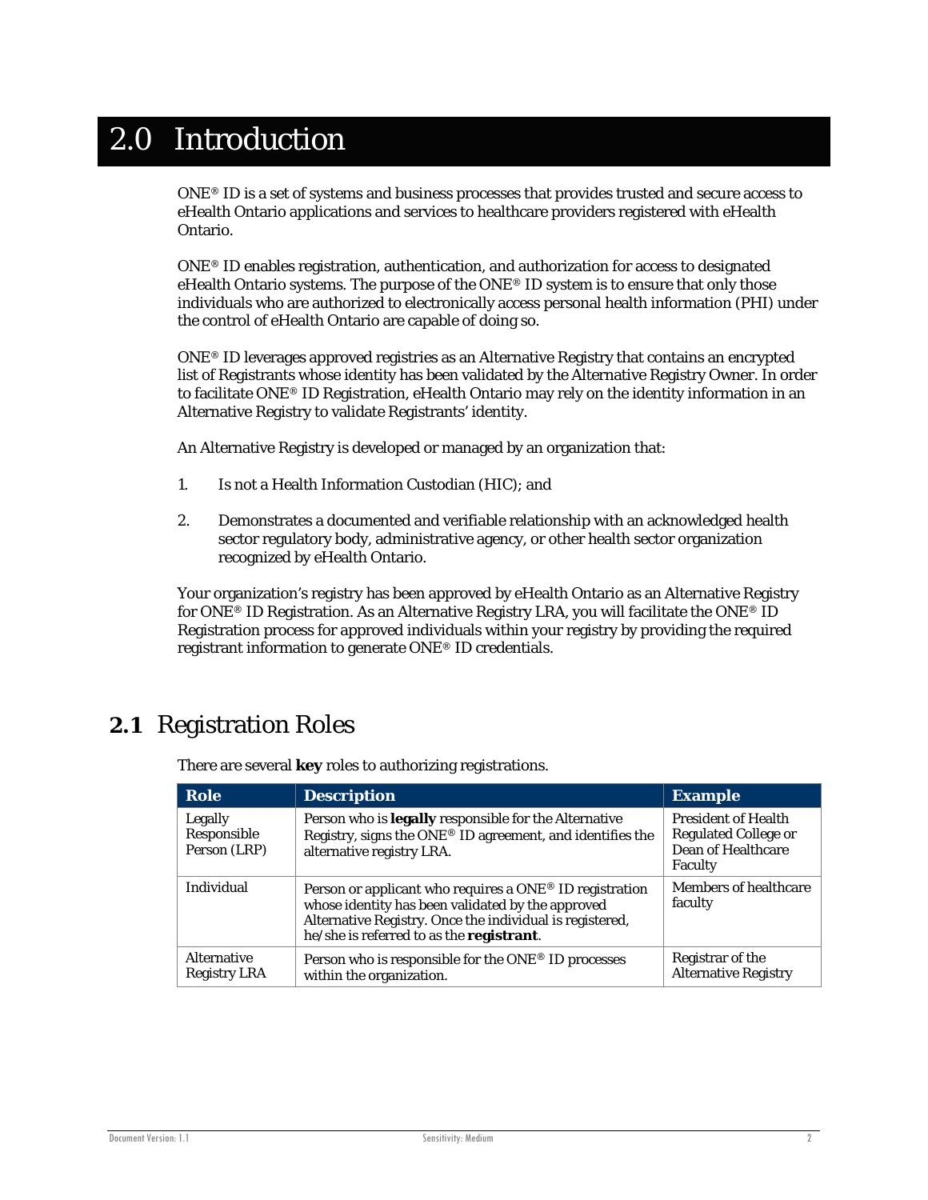# 2.0 Introduction

ONE® ID is a set of systems and business processes that provides trusted and secure access to eHealth Ontario applications and services to healthcare providers registered with eHealth Ontario.

ONE® ID enables registration, authentication, and authorization for access to designated eHealth Ontario systems. The purpose of the ONE® ID system is to ensure that only those individuals who are authorized to electronically access personal health information (PHI) under the control of eHealth Ontario are capable of doing so.

ONE® ID leverages approved registries as an Alternative Registry that contains an encrypted list of Registrants whose identity has been validated by the Alternative Registry Owner. In order to facilitate ONE® ID Registration, eHealth Ontario may rely on the identity information in an Alternative Registry to validate Registrants' identity.

An Alternative Registry is developed or managed by an organization that:

1. Is not a Health Information Custodian (HIC); and
2. Demonstrates a documented and verifiable relationship with an acknowledged health sector regulatory body, administrative agency, or other health sector organization recognized by eHealth Ontario.

Your organization's registry has been approved by eHealth Ontario as an Alternative Registry for ONE® ID Registration. As an Alternative Registry LRA, you will facilitate the ONE® ID Registration process for approved individuals within your registry by providing the required registrant information to generate ONE® ID credentials.

## 2.1 Registration Roles

There are several **key** roles to authorizing registrations.

| Role | Description | Example |
|---|---|---|
| Legally Responsible Person (LRP) | Person who is **legally** responsible for the Alternative Registry, signs the ONE® ID agreement, and identifies the alternative registry LRA. | President of Health Regulated College or Dean of Healthcare Faculty |
| Individual | Person or applicant who requires a ONE® ID registration whose identity has been validated by the approved Alternative Registry. Once the individual is registered, he/she is referred to as the **registrant**. | Members of healthcare faculty |
| Alternative Registry LRA | Person who is responsible for the ONE® ID processes within the organization. | Registrar of the Alternative Registry |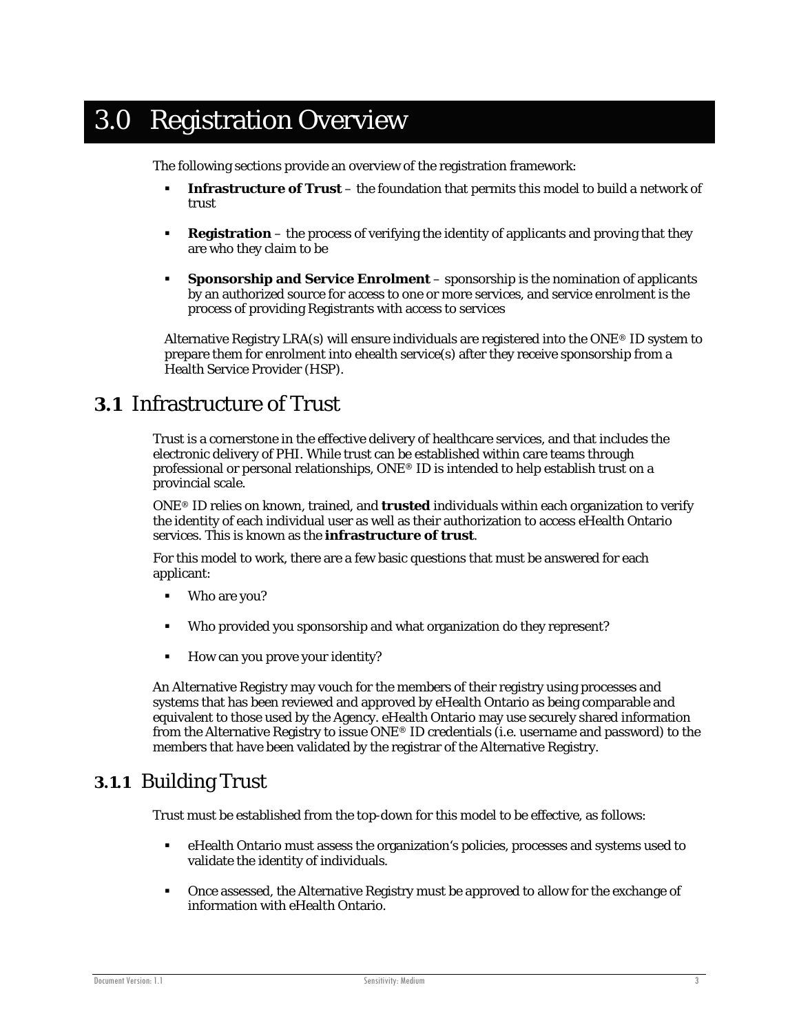# 3.0 Registration Overview

The following sections provide an overview of the registration framework:

- **Infrastructure of Trust** – the foundation that permits this model to build a network of trust
- **Registration** – the process of verifying the identity of applicants and proving that they are who they claim to be
- **Sponsorship and Service Enrolment** – sponsorship is the nomination of applicants by an authorized source for access to one or more services, and service enrolment is the process of providing Registrants with access to services

Alternative Registry LRA(s) will ensure individuals are registered into the ONE® ID system to prepare them for enrolment into ehealth service(s) after they receive sponsorship from a Health Service Provider (HSP).

## 3.1 Infrastructure of Trust

Trust is a cornerstone in the effective delivery of healthcare services, and that includes the electronic delivery of PHI. While trust can be established within care teams through professional or personal relationships, ONE® ID is intended to help establish trust on a provincial scale.

ONE® ID relies on known, trained, and **trusted** individuals within each organization to verify the identity of each individual user as well as their authorization to access eHealth Ontario services. This is known as the **infrastructure of trust**.

For this model to work, there are a few basic questions that must be answered for each applicant:

- Who are you?
- Who provided you sponsorship and what organization do they represent?
- How can you prove your identity?

An Alternative Registry may vouch for the members of their registry using processes and systems that has been reviewed and approved by eHealth Ontario as being comparable and equivalent to those used by the Agency. eHealth Ontario may use securely shared information from the Alternative Registry to issue ONE® ID credentials (i.e. username and password) to the members that have been validated by the registrar of the Alternative Registry.

### 3.1.1 Building Trust

Trust must be established from the top-down for this model to be effective, as follows:

- eHealth Ontario must assess the organization's policies, processes and systems used to validate the identity of individuals.
- Once assessed, the Alternative Registry must be approved to allow for the exchange of information with eHealth Ontario.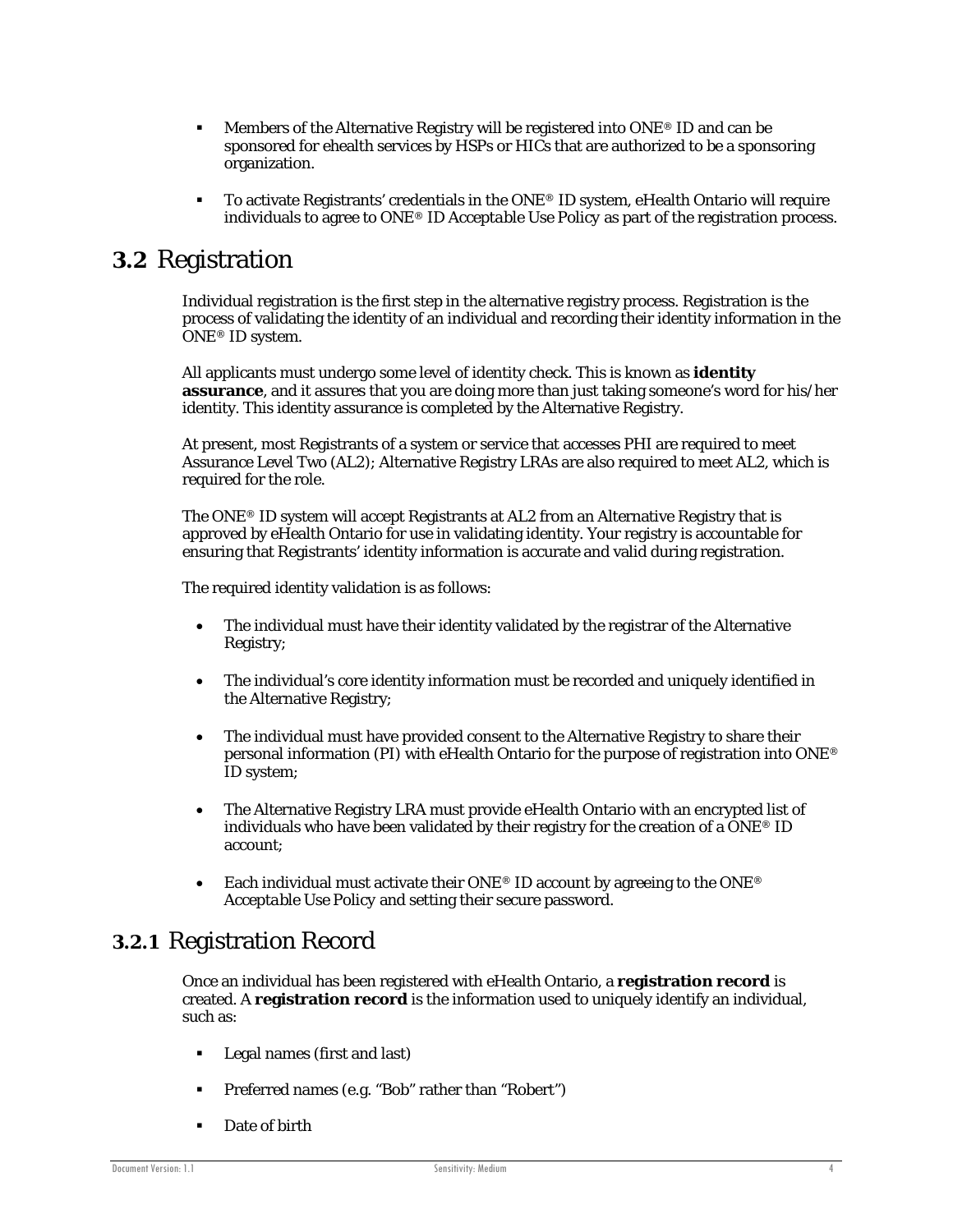- Members of the Alternative Registry will be registered into ONE® ID and can be sponsored for ehealth services by HSPs or HICs that are authorized to be a sponsoring organization.
- To activate Registrants' credentials in the ONE® ID system, eHealth Ontario will require individuals to agree to ONE® ID *Acceptable Use Policy* as part of the registration process.

## 3.2 Registration

Individual registration is the first step in the alternative registry process. Registration is the process of validating the identity of an individual and recording their identity information in the ONE® ID system.

All applicants must undergo some level of identity check. This is known as **identity assurance**, and it assures that you are doing more than just taking someone's word for his/her identity. This identity assurance is completed by the Alternative Registry.

At present, most Registrants of a system or service that accesses PHI are required to meet Assurance Level Two (AL2); Alternative Registry LRAs are also required to meet AL2, which is required for the role.

The ONE® ID system will accept Registrants at AL2 from an Alternative Registry that is approved by eHealth Ontario for use in validating identity. Your registry is accountable for ensuring that Registrants' identity information is accurate and valid during registration.

The required identity validation is as follows:

- The individual must have their identity validated by the registrar of the Alternative Registry;
- The individual's core identity information must be recorded and uniquely identified in the Alternative Registry;
- The individual must have provided consent to the Alternative Registry to share their personal information (PI) with eHealth Ontario for the purpose of registration into ONE® ID system;
- The Alternative Registry LRA must provide eHealth Ontario with an encrypted list of individuals who have been validated by their registry for the creation of a ONE® ID account;
- Each individual must activate their ONE® ID account by agreeing to the ONE® *Acceptable Use Policy* and setting their secure password.

### 3.2.1 Registration Record

Once an individual has been registered with eHealth Ontario, a **registration record** is created. A **registration record** is the information used to uniquely identify an individual, such as:

- Legal names (first and last)
- Preferred names (e.g. "Bob" rather than "Robert")
- Date of birth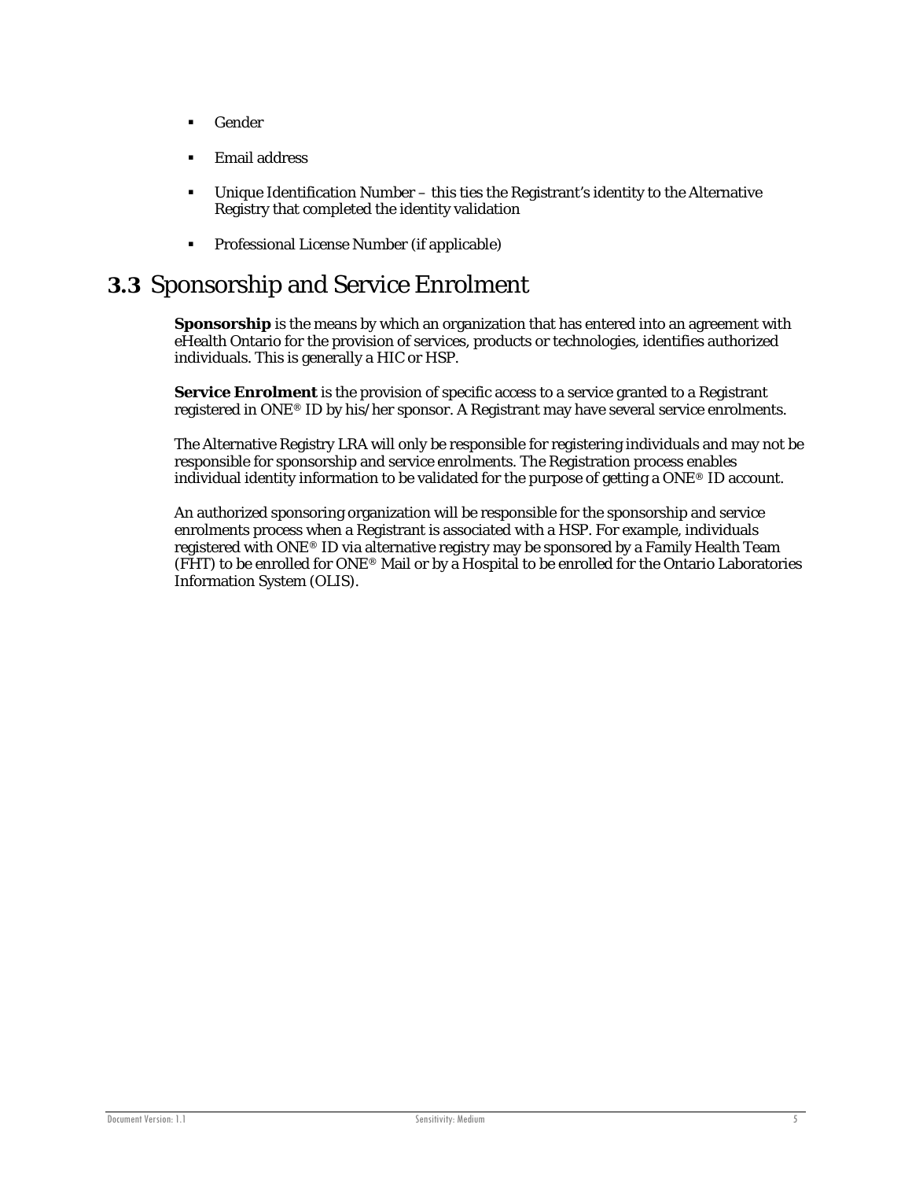- Gender
- Email address
- Unique Identification Number – this ties the Registrant's identity to the Alternative Registry that completed the identity validation
- Professional License Number (if applicable)

## 3.3 Sponsorship and Service Enrolment

**Sponsorship** is the means by which an organization that has entered into an agreement with eHealth Ontario for the provision of services, products or technologies, identifies authorized individuals. This is generally a HIC or HSP.

**Service Enrolment** is the provision of specific access to a service granted to a Registrant registered in ONE® ID by his/her sponsor. A Registrant may have several service enrolments.

The Alternative Registry LRA will only be responsible for registering individuals and may not be responsible for sponsorship and service enrolments. The Registration process enables individual identity information to be validated for the purpose of getting a ONE® ID account.

An authorized sponsoring organization will be responsible for the sponsorship and service enrolments process when a Registrant is associated with a HSP. For example, individuals registered with ONE® ID via alternative registry may be sponsored by a Family Health Team (FHT) to be enrolled for ONE® Mail or by a Hospital to be enrolled for the Ontario Laboratories Information System (OLIS).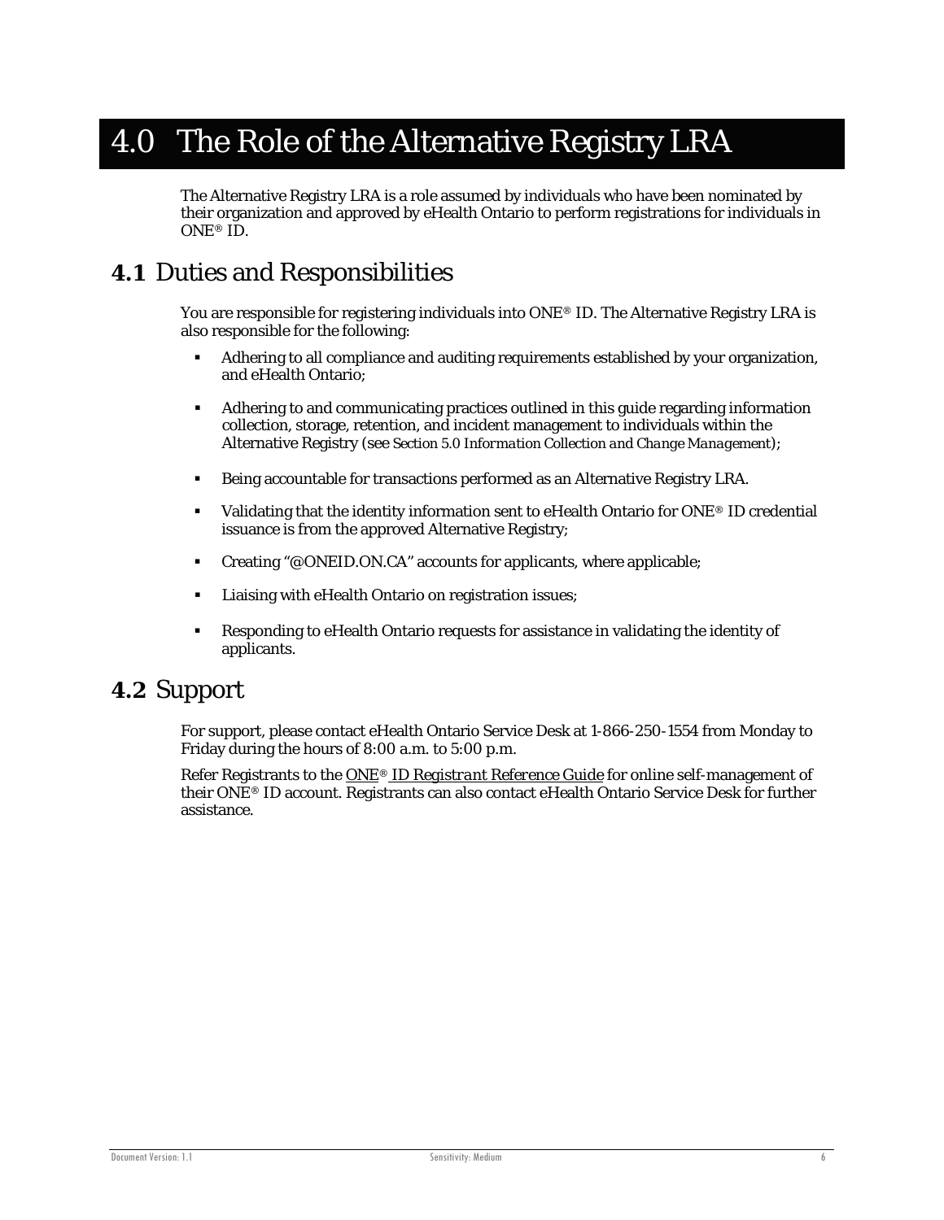# 4.0 The Role of the Alternative Registry LRA

The Alternative Registry LRA is a role assumed by individuals who have been nominated by their organization and approved by eHealth Ontario to perform registrations for individuals in ONE® ID.

## 4.1 Duties and Responsibilities

You are responsible for registering individuals into ONE® ID. The Alternative Registry LRA is also responsible for the following:

- Adhering to all compliance and auditing requirements established by your organization, and eHealth Ontario;
- Adhering to and communicating practices outlined in this guide regarding information collection, storage, retention, and incident management to individuals within the Alternative Registry (see *Section 5.0 Information Collection and Change Management*);
- Being accountable for transactions performed as an Alternative Registry LRA.
- Validating that the identity information sent to eHealth Ontario for ONE® ID credential issuance is from the approved Alternative Registry;
- Creating "@ONEID.ON.CA" accounts for applicants, where applicable;
- Liaising with eHealth Ontario on registration issues;
- Responding to eHealth Ontario requests for assistance in validating the identity of applicants.

## 4.2 Support

For support, please contact eHealth Ontario Service Desk at 1-866-250-1554 from Monday to Friday during the hours of 8:00 a.m. to 5:00 p.m.

Refer Registrants to the *ONE® ID Registrant Reference Guide* for online self-management of their ONE® ID account. Registrants can also contact eHealth Ontario Service Desk for further assistance.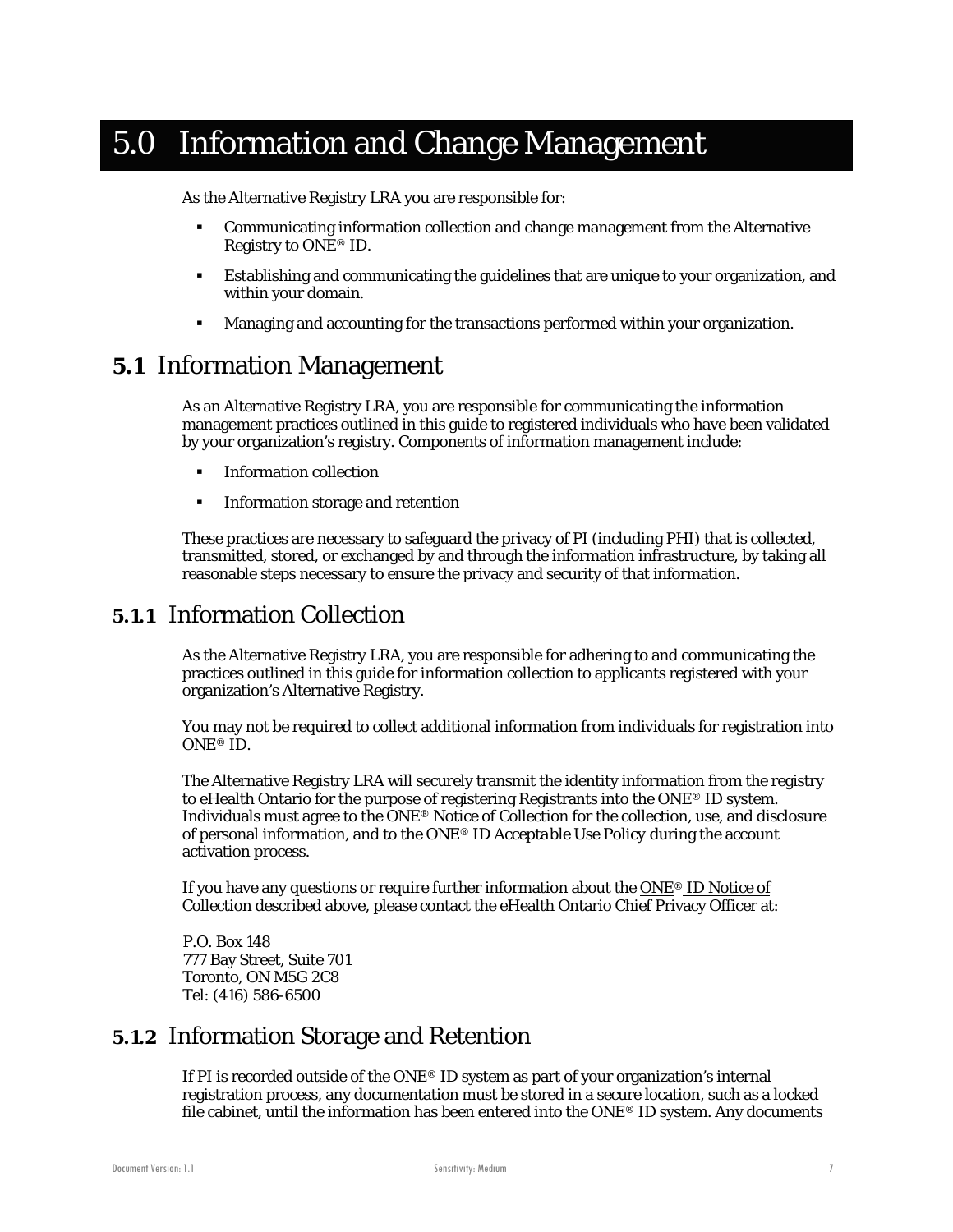# 5.0 Information and Change Management

As the Alternative Registry LRA you are responsible for:

- Communicating information collection and change management from the Alternative Registry to ONE® ID.
- Establishing and communicating the guidelines that are unique to your organization, and within your domain.
- Managing and accounting for the transactions performed within your organization.

## 5.1 Information Management

As an Alternative Registry LRA, you are responsible for communicating the information management practices outlined in this guide to registered individuals who have been validated by your organization's registry. Components of information management include:

- Information collection
- Information storage and retention

These practices are necessary to safeguard the privacy of PI (including PHI) that is collected, transmitted, stored, or exchanged by and through the information infrastructure, by taking all reasonable steps necessary to ensure the privacy and security of that information.

### 5.1.1 Information Collection

As the Alternative Registry LRA, you are responsible for adhering to and communicating the practices outlined in this guide for information collection to applicants registered with your organization's Alternative Registry.

You may not be required to collect additional information from individuals for registration into ONE® ID.

The Alternative Registry LRA will securely transmit the identity information from the registry to eHealth Ontario for the purpose of registering Registrants into the ONE® ID system. Individuals must agree to the ONE® Notice of Collection for the collection, use, and disclosure of personal information, and to the ONE® ID *Acceptable Use Policy* during the account activation process.

If you have any questions or require further information about the ONE® ID Notice of Collection described above, please contact the eHealth Ontario Chief Privacy Officer at:

P.O. Box 148
777 Bay Street, Suite 701
Toronto, ON M5G 2C8
Tel: (416) 586-6500

### 5.1.2 Information Storage and Retention

If PI is recorded outside of the ONE® ID system as part of your organization's internal registration process, any documentation must be stored in a secure location, such as a locked file cabinet, until the information has been entered into the ONE® ID system. Any documents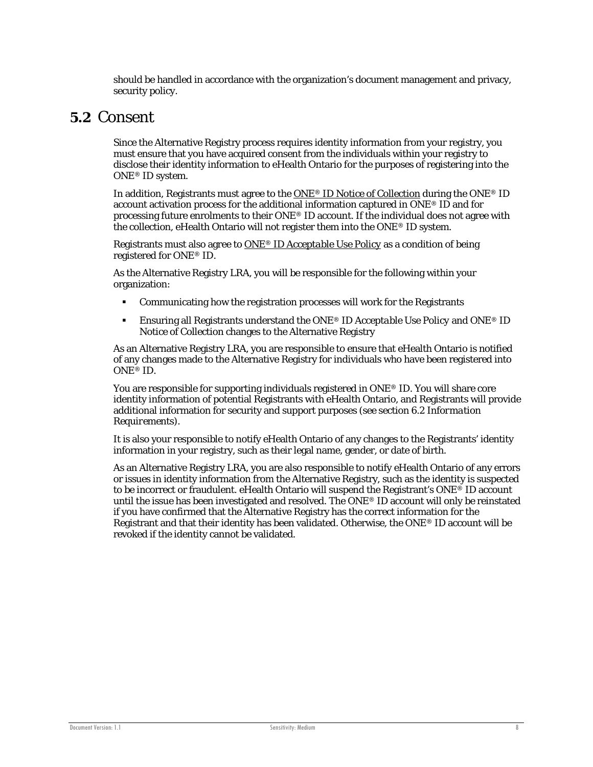should be handled in accordance with the organization's document management and privacy, security policy.

## 5.2 Consent

Since the Alternative Registry process requires identity information from your registry, you must ensure that you have acquired consent from the individuals within your registry to disclose their identity information to eHealth Ontario for the purposes of registering into the ONE® ID system.

In addition, Registrants must agree to the *ONE® ID Notice of Collection* during the ONE® ID account activation process for the additional information captured in ONE® ID and for processing future enrolments to their ONE® ID account. If the individual does not agree with the collection, eHealth Ontario will not register them into the ONE® ID system.

Registrants must also agree to *ONE® ID Acceptable Use Policy* as a condition of being registered for ONE® ID.

As the Alternative Registry LRA, you will be responsible for the following within your organization:

- Communicating how the registration processes will work for the Registrants
- Ensuring all Registrants understand the *ONE® ID Acceptable Use Policy* and *ONE® ID Notice of Collection* changes to the Alternative Registry

As an Alternative Registry LRA, you are responsible to ensure that eHealth Ontario is notified of any changes made to the Alternative Registry for individuals who have been registered into ONE® ID.

You are responsible for supporting individuals registered in ONE® ID. You will share core identity information of potential Registrants with eHealth Ontario, and Registrants will provide additional information for security and support purposes (see section 6.2 *Information Requirements*).

It is also your responsible to notify eHealth Ontario of any changes to the Registrants' identity information in your registry, such as their legal name, gender, or date of birth.

As an Alternative Registry LRA, you are also responsible to notify eHealth Ontario of any errors or issues in identity information from the Alternative Registry, such as the identity is suspected to be incorrect or fraudulent. eHealth Ontario will suspend the Registrant's ONE® ID account until the issue has been investigated and resolved. The ONE® ID account will only be reinstated if you have confirmed that the Alternative Registry has the correct information for the Registrant and that their identity has been validated. Otherwise, the ONE® ID account will be revoked if the identity cannot be validated.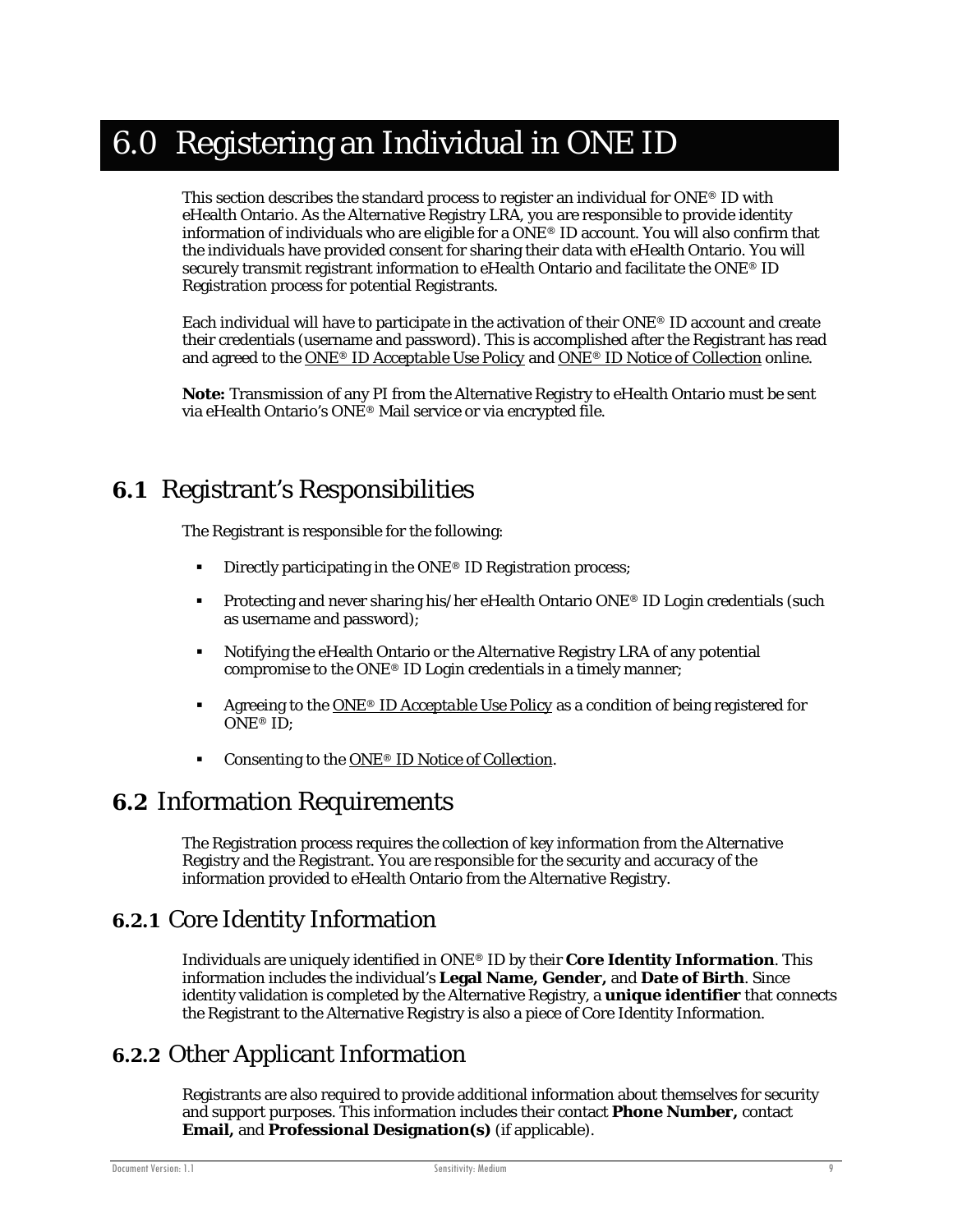# 6.0 Registering an Individual in ONE ID

This section describes the standard process to register an individual for ONE® ID with eHealth Ontario. As the Alternative Registry LRA, you are responsible to provide identity information of individuals who are eligible for a ONE® ID account. You will also confirm that the individuals have provided consent for sharing their data with eHealth Ontario. You will securely transmit registrant information to eHealth Ontario and facilitate the ONE® ID Registration process for potential Registrants.

Each individual will have to participate in the activation of their ONE® ID account and create their credentials (username and password). This is accomplished after the Registrant has read and agreed to the *ONE® ID Acceptable Use Policy* and *ONE® ID Notice of Collection* online.

**Note:** Transmission of any PI from the Alternative Registry to eHealth Ontario must be sent via eHealth Ontario's ONE® Mail service or via encrypted file.

## 6.1 Registrant's Responsibilities

The Registrant is responsible for the following:

- Directly participating in the ONE® ID Registration process;
- Protecting and never sharing his/her eHealth Ontario ONE® ID Login credentials (such as username and password);
- Notifying the eHealth Ontario or the Alternative Registry LRA of any potential compromise to the ONE® ID Login credentials in a timely manner;
- Agreeing to the *ONE® ID Acceptable Use Policy* as a condition of being registered for ONE® ID;
- Consenting to the *ONE® ID Notice of Collection*.

## 6.2 Information Requirements

The Registration process requires the collection of key information from the Alternative Registry and the Registrant. You are responsible for the security and accuracy of the information provided to eHealth Ontario from the Alternative Registry.

### 6.2.1 Core Identity Information

Individuals are uniquely identified in ONE® ID by their **Core Identity Information**. This information includes the individual's **Legal Name, Gender,** and **Date of Birth**. Since identity validation is completed by the Alternative Registry, a **unique identifier** that connects the Registrant to the Alternative Registry is also a piece of Core Identity Information.

### 6.2.2 Other Applicant Information

Registrants are also required to provide additional information about themselves for security and support purposes. This information includes their contact **Phone Number,** contact **Email,** and **Professional Designation(s)** (if applicable).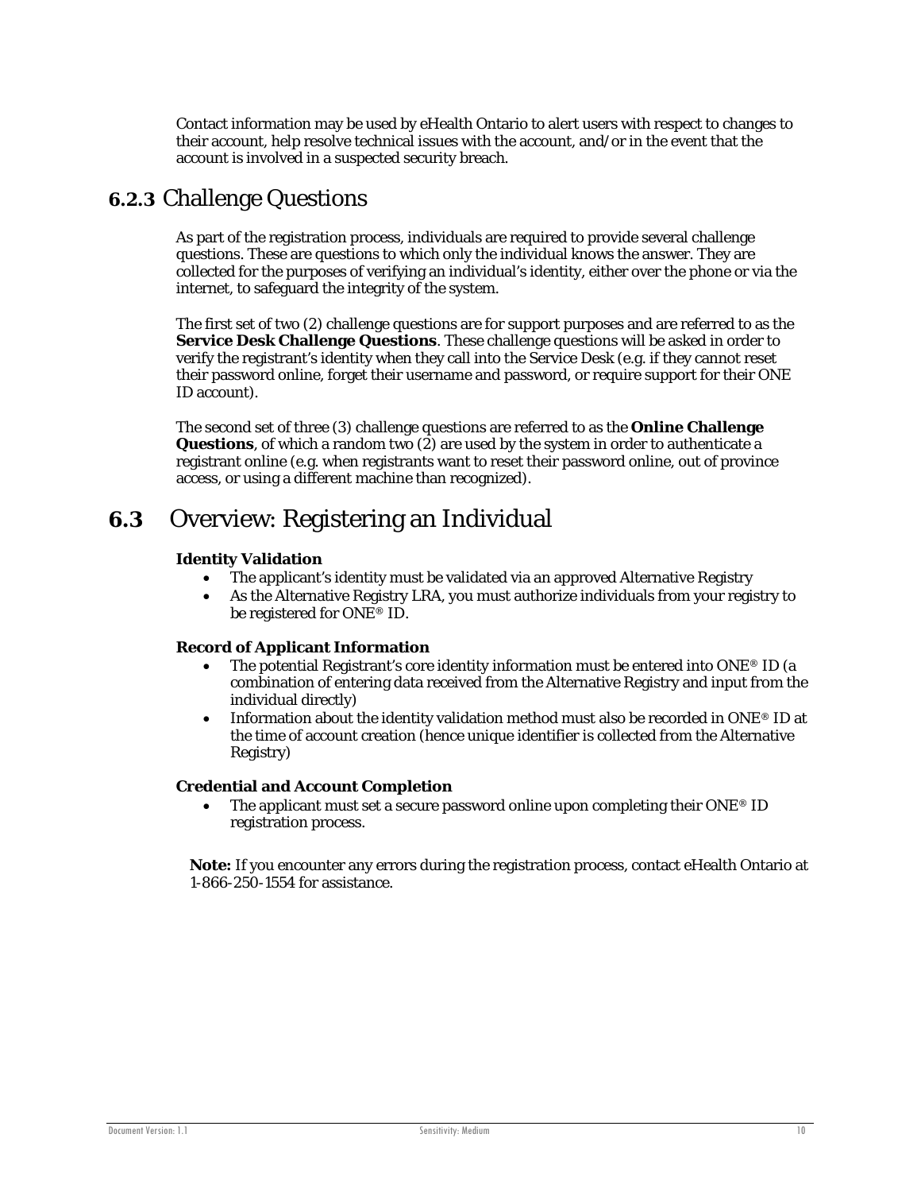Contact information may be used by eHealth Ontario to alert users with respect to changes to their account, help resolve technical issues with the account, and/or in the event that the account is involved in a suspected security breach.

### **6.2.3** Challenge Questions

As part of the registration process, individuals are required to provide several challenge questions. These are questions to which only the individual knows the answer. They are collected for the purposes of verifying an individual's identity, either over the phone or via the internet, to safeguard the integrity of the system.

The first set of two (2) challenge questions are for support purposes and are referred to as the **Service Desk Challenge Questions**. These challenge questions will be asked in order to verify the registrant's identity when they call into the Service Desk (e.g. if they cannot reset their password online, forget their username and password, or require support for their ONE ID account).

The second set of three (3) challenge questions are referred to as the **Online Challenge Questions**, of which a random two (2) are used by the system in order to authenticate a registrant online (e.g. when registrants want to reset their password online, out of province access, or using a different machine than recognized).

## **6.3** Overview: Registering an Individual

**Identity Validation**

- The applicant's identity must be validated via an approved Alternative Registry
- As the Alternative Registry LRA, you must authorize individuals from your registry to be registered for ONE® ID.

**Record of Applicant Information**

- The potential Registrant's core identity information must be entered into ONE® ID (a combination of entering data received from the Alternative Registry and input from the individual directly)
- Information about the identity validation method must also be recorded in ONE® ID at the time of account creation (hence unique identifier is collected from the Alternative Registry)

**Credential and Account Completion**

- The applicant must set a secure password online upon completing their ONE® ID registration process.

**Note:** If you encounter any errors during the registration process, contact eHealth Ontario at 1-866-250-1554 for assistance.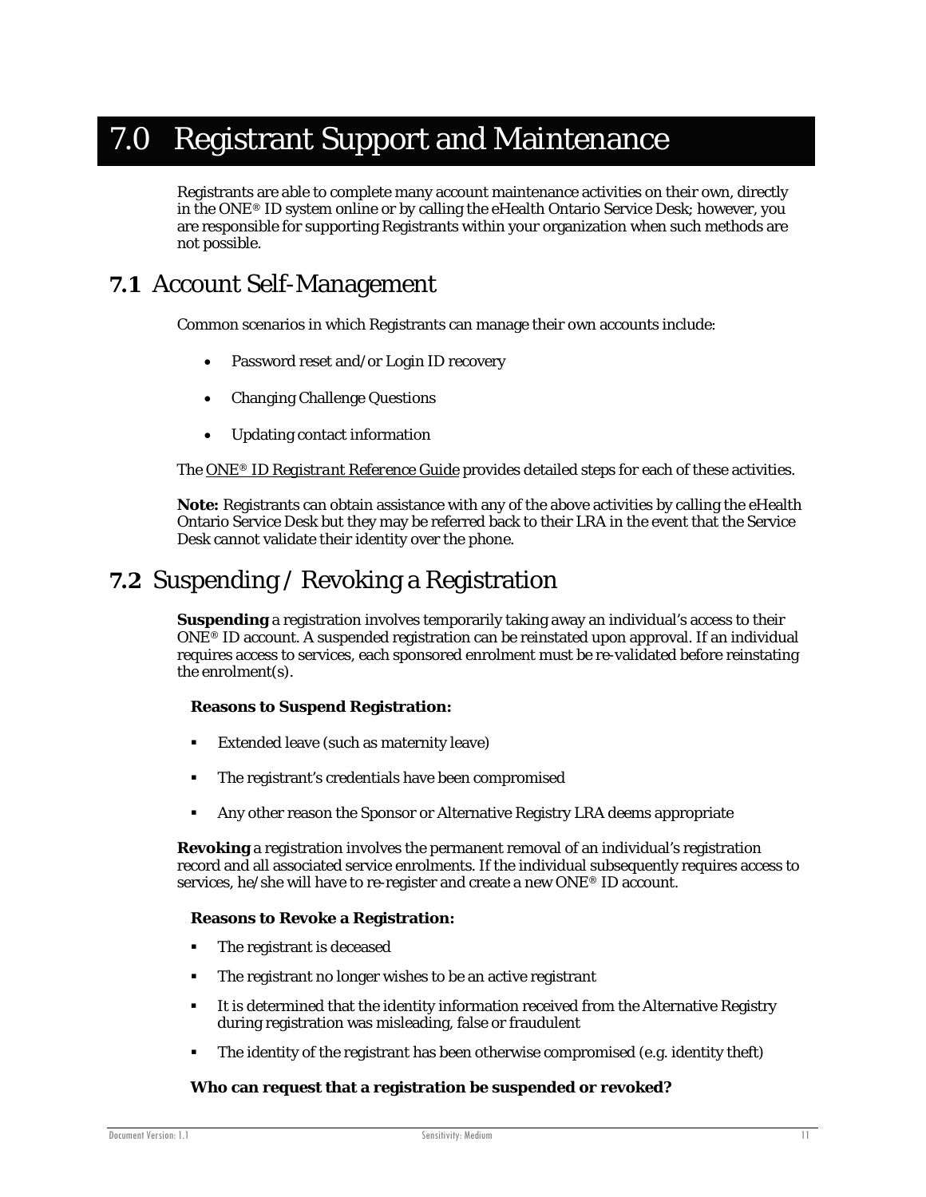# 7.0 Registrant Support and Maintenance

Registrants are able to complete many account maintenance activities on their own, directly in the ONE® ID system online or by calling the eHealth Ontario Service Desk; however, you are responsible for supporting Registrants within your organization when such methods are not possible.

## 7.1 Account Self-Management

Common scenarios in which Registrants can manage their own accounts include:

- Password reset and/or Login ID recovery
- Changing Challenge Questions
- Updating contact information

The *ONE® ID Registrant Reference Guide* provides detailed steps for each of these activities.

**Note:** Registrants can obtain assistance with any of the above activities by calling the eHealth Ontario Service Desk but they may be referred back to their LRA in the event that the Service Desk cannot validate their identity over the phone.

## 7.2 Suspending / Revoking a Registration

**Suspending** a registration involves temporarily taking away an individual's access to their ONE® ID account. A suspended registration can be reinstated upon approval. If an individual requires access to services, each sponsored enrolment must be re-validated before reinstating the enrolment(s).

**Reasons to Suspend Registration:**

- Extended leave (such as maternity leave)
- The registrant's credentials have been compromised
- Any other reason the Sponsor or Alternative Registry LRA deems appropriate

**Revoking** a registration involves the permanent removal of an individual's registration record and all associated service enrolments. If the individual subsequently requires access to services, he/she will have to re-register and create a new ONE® ID account.

**Reasons to Revoke a Registration:**

- The registrant is deceased
- The registrant no longer wishes to be an active registrant
- It is determined that the identity information received from the Alternative Registry during registration was misleading, false or fraudulent
- The identity of the registrant has been otherwise compromised (e.g. identity theft)

**Who can request that a registration be suspended or revoked?**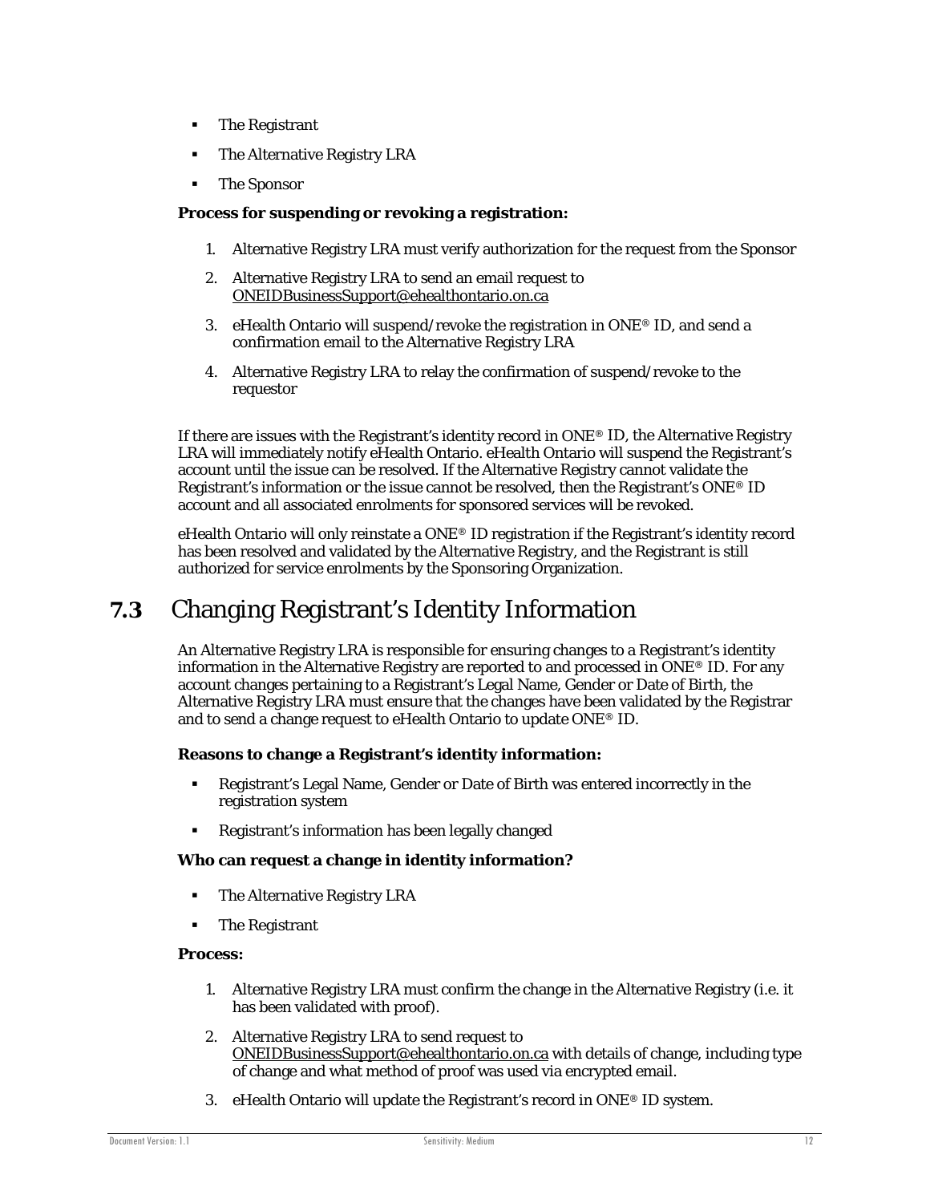- The Registrant
- The Alternative Registry LRA
- The Sponsor

**Process for suspending or revoking a registration:**

1. Alternative Registry LRA must verify authorization for the request from the Sponsor
2. Alternative Registry LRA to send an email request to ONEIDBusinessSupport@ehealthontario.on.ca
3. eHealth Ontario will suspend/revoke the registration in ONE® ID, and send a confirmation email to the Alternative Registry LRA
4. Alternative Registry LRA to relay the confirmation of suspend/revoke to the requestor

If there are issues with the Registrant's identity record in ONE® ID, the Alternative Registry LRA will immediately notify eHealth Ontario. eHealth Ontario will suspend the Registrant's account until the issue can be resolved. If the Alternative Registry cannot validate the Registrant's information or the issue cannot be resolved, then the Registrant's ONE® ID account and all associated enrolments for sponsored services will be revoked.

eHealth Ontario will only reinstate a ONE® ID registration if the Registrant's identity record has been resolved and validated by the Alternative Registry, and the Registrant is still authorized for service enrolments by the Sponsoring Organization.

## 7.3 Changing Registrant's Identity Information

An Alternative Registry LRA is responsible for ensuring changes to a Registrant's identity information in the Alternative Registry are reported to and processed in ONE® ID. For any account changes pertaining to a Registrant's Legal Name, Gender or Date of Birth, the Alternative Registry LRA must ensure that the changes have been validated by the Registrar and to send a change request to eHealth Ontario to update ONE® ID.

**Reasons to change a Registrant's identity information:**

- Registrant's Legal Name, Gender or Date of Birth was entered incorrectly in the registration system
- Registrant's information has been legally changed

**Who can request a change in identity information?**

- The Alternative Registry LRA
- The Registrant

**Process:**

1. Alternative Registry LRA must confirm the change in the Alternative Registry (i.e. it has been validated with proof).
2. Alternative Registry LRA to send request to ONEIDBusinessSupport@ehealthontario.on.ca with details of change, including type of change and what method of proof was used via encrypted email.
3. eHealth Ontario will update the Registrant's record in ONE® ID system.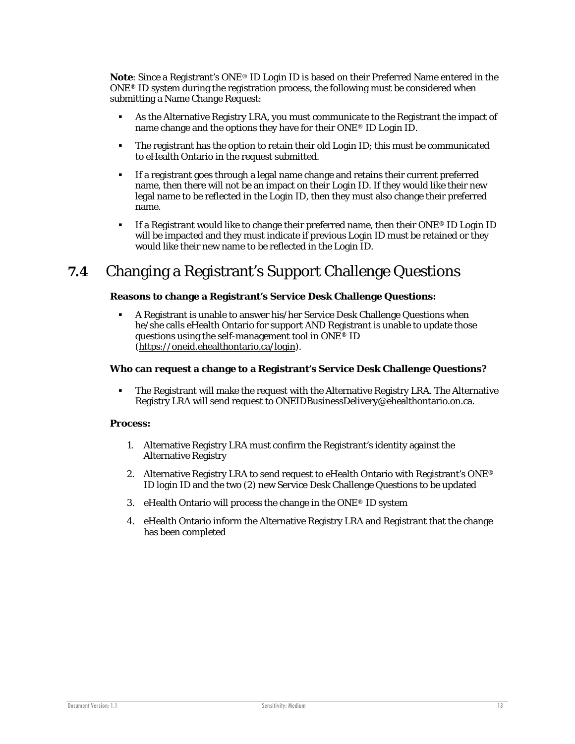**Note**: Since a Registrant's ONE® ID Login ID is based on their Preferred Name entered in the ONE® ID system during the registration process, the following must be considered when submitting a Name Change Request:

- As the Alternative Registry LRA, you must communicate to the Registrant the impact of name change and the options they have for their ONE® ID Login ID.
- The registrant has the option to retain their old Login ID; this must be communicated to eHealth Ontario in the request submitted.
- If a registrant goes through a legal name change and retains their current preferred name, then there will not be an impact on their Login ID. If they would like their new legal name to be reflected in the Login ID, then they must also change their preferred name.
- If a Registrant would like to change their preferred name, then their ONE® ID Login ID will be impacted and they must indicate if previous Login ID must be retained or they would like their new name to be reflected in the Login ID.

## 7.4 Changing a Registrant's Support Challenge Questions

**Reasons to change a Registrant's Service Desk Challenge Questions:**

- A Registrant is unable to answer his/her Service Desk Challenge Questions when he/she calls eHealth Ontario for support AND Registrant is unable to update those questions using the self-management tool in ONE® ID (https://oneid.ehealthontario.ca/login).

**Who can request a change to a Registrant's Service Desk Challenge Questions?**

- The Registrant will make the request with the Alternative Registry LRA. The Alternative Registry LRA will send request to ONEIDBusinessDelivery@ehealthontario.on.ca.

**Process:**

1. Alternative Registry LRA must confirm the Registrant's identity against the Alternative Registry
2. Alternative Registry LRA to send request to eHealth Ontario with Registrant's ONE® ID login ID and the two (2) new Service Desk Challenge Questions to be updated
3. eHealth Ontario will process the change in the ONE® ID system
4. eHealth Ontario inform the Alternative Registry LRA and Registrant that the change has been completed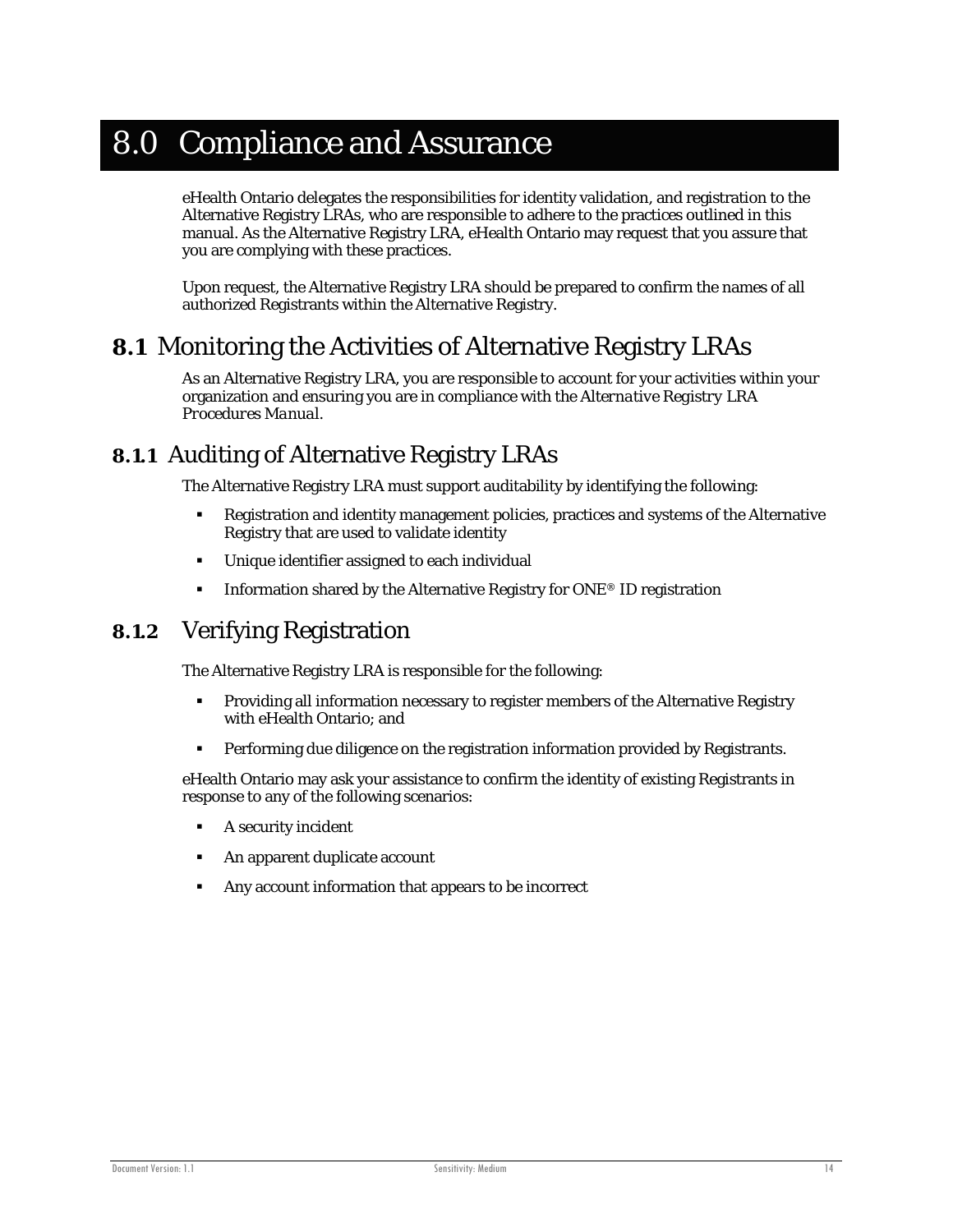# 8.0 Compliance and Assurance

eHealth Ontario delegates the responsibilities for identity validation, and registration to the Alternative Registry LRAs, who are responsible to adhere to the practices outlined in this manual. As the Alternative Registry LRA, eHealth Ontario may request that you assure that you are complying with these practices.

Upon request, the Alternative Registry LRA should be prepared to confirm the names of all authorized Registrants within the Alternative Registry.

## 8.1 Monitoring the Activities of Alternative Registry LRAs

As an Alternative Registry LRA, you are responsible to account for your activities within your organization and ensuring you are in compliance with the *Alternative Registry LRA Procedures Manual*.

### 8.1.1 Auditing of Alternative Registry LRAs

The Alternative Registry LRA must support auditability by identifying the following:

- Registration and identity management policies, practices and systems of the Alternative Registry that are used to validate identity
- Unique identifier assigned to each individual
- Information shared by the Alternative Registry for ONE® ID registration

### 8.1.2 Verifying Registration

The Alternative Registry LRA is responsible for the following:

- Providing all information necessary to register members of the Alternative Registry with eHealth Ontario; and
- Performing due diligence on the registration information provided by Registrants.

eHealth Ontario may ask your assistance to confirm the identity of existing Registrants in response to any of the following scenarios:

- A security incident
- An apparent duplicate account
- Any account information that appears to be incorrect